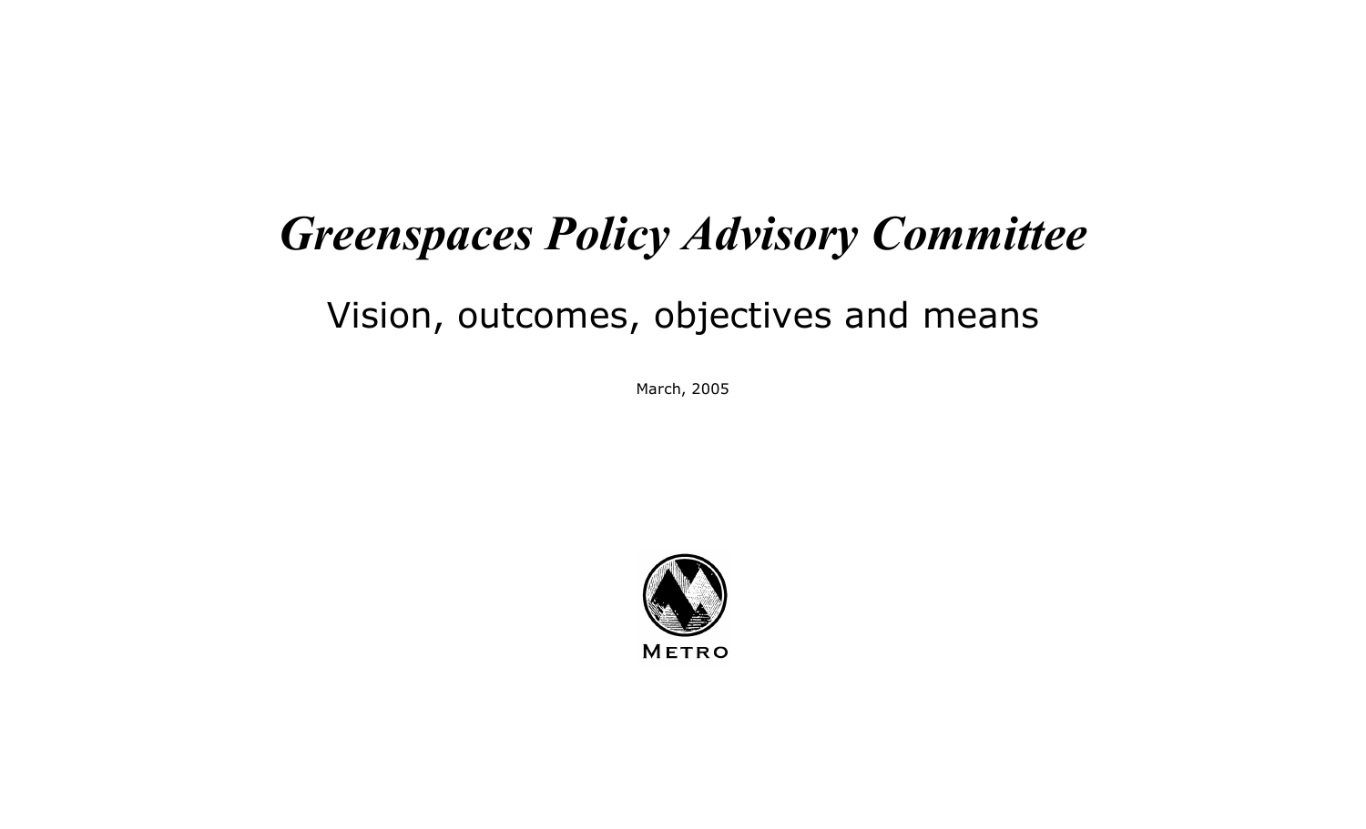# *Greenspaces Policy Advisory Committee*

## Vision, outcomes, objectives and means

March, 2005

METRO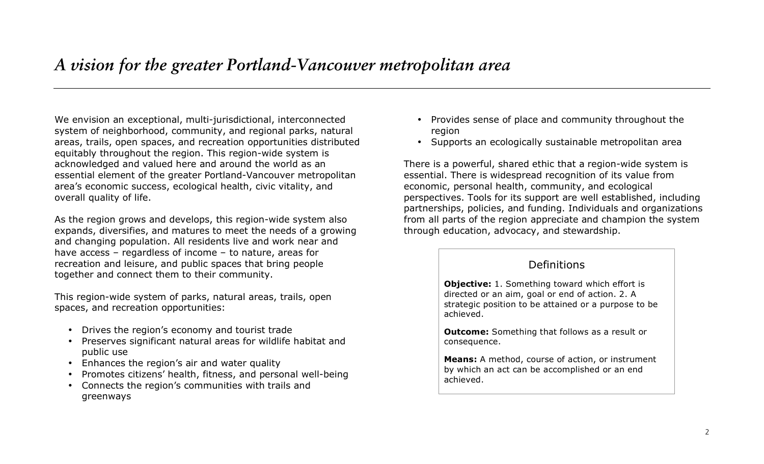# *A vision for the greater Portland-Vancouver metropolitan area*

We envision an exceptional, multi-jurisdictional, interconnected system of neighborhood, community, and regional parks, natural areas, trails, open spaces, and recreation opportunities distributed equitably throughout the region. This region-wide system is acknowledged and valued here and around the world as an essential element of the greater Portland-Vancouver metropolitan area's economic success, ecological health, civic vitality, and overall quality of life.

As the region grows and develops, this region-wide system also expands, diversifies, and matures to meet the needs of a growing and changing population. All residents live and work near and have access – regardless of income – to nature, areas for recreation and leisure, and public spaces that bring people together and connect them to their community.

This region-wide system of parks, natural areas, trails, open spaces, and recreation opportunities:

- Drives the region's economy and tourist trade
- Preserves significant natural areas for wildlife habitat and public use
- Enhances the region's air and water quality
- Promotes citizens' health, fitness, and personal well-being
- Connects the region's communities with trails and greenways
- Provides sense of place and community throughout the region
- Supports an ecologically sustainable metropolitan area

There is a powerful, shared ethic that a region-wide system is essential. There is widespread recognition of its value from economic, personal health, community, and ecological perspectives. Tools for its support are well established, including partnerships, policies, and funding. Individuals and organizations from all parts of the region appreciate and champion the system through education, advocacy, and stewardship.

## Definitions

**Objective:** 1. Something toward which effort is directed or an aim, goal or end of action. 2. A strategic position to be attained or a purpose to be achieved.

**Outcome:** Something that follows as a result or consequence.

**Means:** A method, course of action, or instrument by which an act can be accomplished or an end achieved.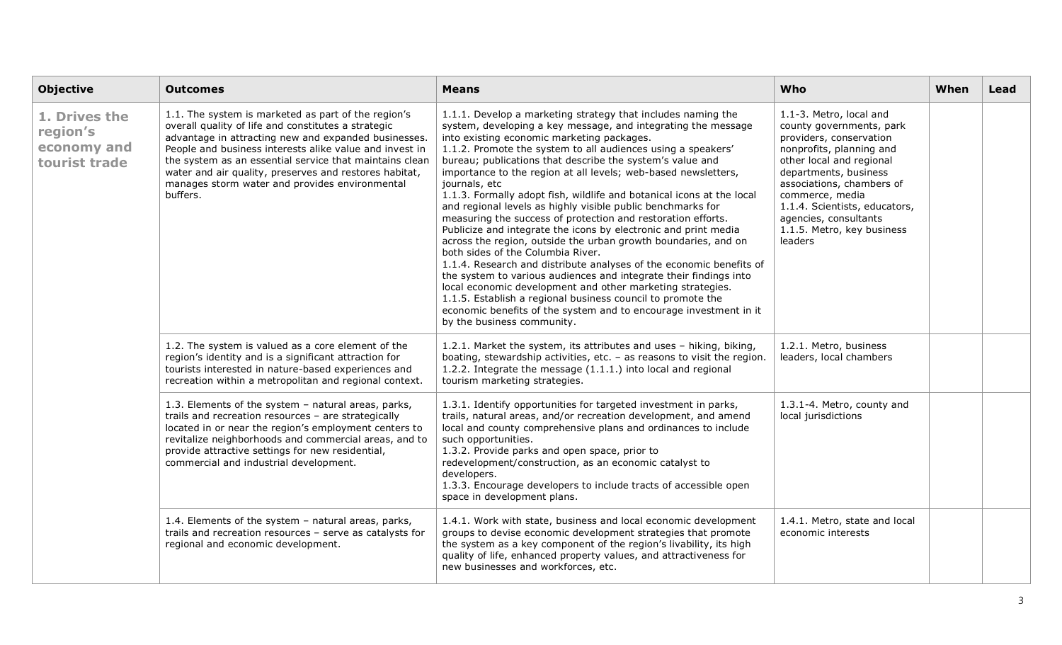| Objective | Outcomes | Means | Who | When | Lead |
|---|---|---|---|---|---|
| **1. Drives the region's economy and tourist trade** | 1.1. The system is marketed as part of the region's overall quality of life and constitutes a strategic advantage in attracting new and expanded businesses. People and business interests alike value and invest in the system as an essential service that maintains clean water and air quality, preserves and restores habitat, manages storm water and provides environmental buffers. | 1.1.1. Develop a marketing strategy that includes naming the system, developing a key message, and integrating the message into existing economic marketing packages.<br>1.1.2. Promote the system to all audiences using a speakers' bureau; publications that describe the system's value and importance to the region at all levels; web-based newsletters, journals, etc<br>1.1.3. Formally adopt fish, wildlife and botanical icons at the local and regional levels as highly visible public benchmarks for measuring the success of protection and restoration efforts. Publicize and integrate the icons by electronic and print media across the region, outside the urban growth boundaries, and on both sides of the Columbia River.<br>1.1.4. Research and distribute analyses of the economic benefits of the system to various audiences and integrate their findings into local economic development and other marketing strategies.<br>1.1.5. Establish a regional business council to promote the economic benefits of the system and to encourage investment in it by the business community. | 1.1-3. Metro, local and county governments, park providers, conservation nonprofits, planning and other local and regional departments, business associations, chambers of commerce, media<br>1.1.4. Scientists, educators, agencies, consultants<br>1.1.5. Metro, key business leaders | | |
| | 1.2. The system is valued as a core element of the region's identity and is a significant attraction for tourists interested in nature-based experiences and recreation within a metropolitan and regional context. | 1.2.1. Market the system, its attributes and uses – hiking, biking, boating, stewardship activities, etc. – as reasons to visit the region.<br>1.2.2. Integrate the message (1.1.1.) into local and regional tourism marketing strategies. | 1.2.1. Metro, business leaders, local chambers | | |
| | 1.3. Elements of the system – natural areas, parks, trails and recreation resources – are strategically located in or near the region's employment centers to revitalize neighborhoods and commercial areas, and to provide attractive settings for new residential, commercial and industrial development. | 1.3.1. Identify opportunities for targeted investment in parks, trails, natural areas, and/or recreation development, and amend local and county comprehensive plans and ordinances to include such opportunities.<br>1.3.2. Provide parks and open space, prior to redevelopment/construction, as an economic catalyst to developers.<br>1.3.3. Encourage developers to include tracts of accessible open space in development plans. | 1.3.1-4. Metro, county and local jurisdictions | | |
| | 1.4. Elements of the system – natural areas, parks, trails and recreation resources – serve as catalysts for regional and economic development. | 1.4.1. Work with state, business and local economic development groups to devise economic development strategies that promote the system as a key component of the region's livability, its high quality of life, enhanced property values, and attractiveness for new businesses and workforces, etc. | 1.4.1. Metro, state and local economic interests | | |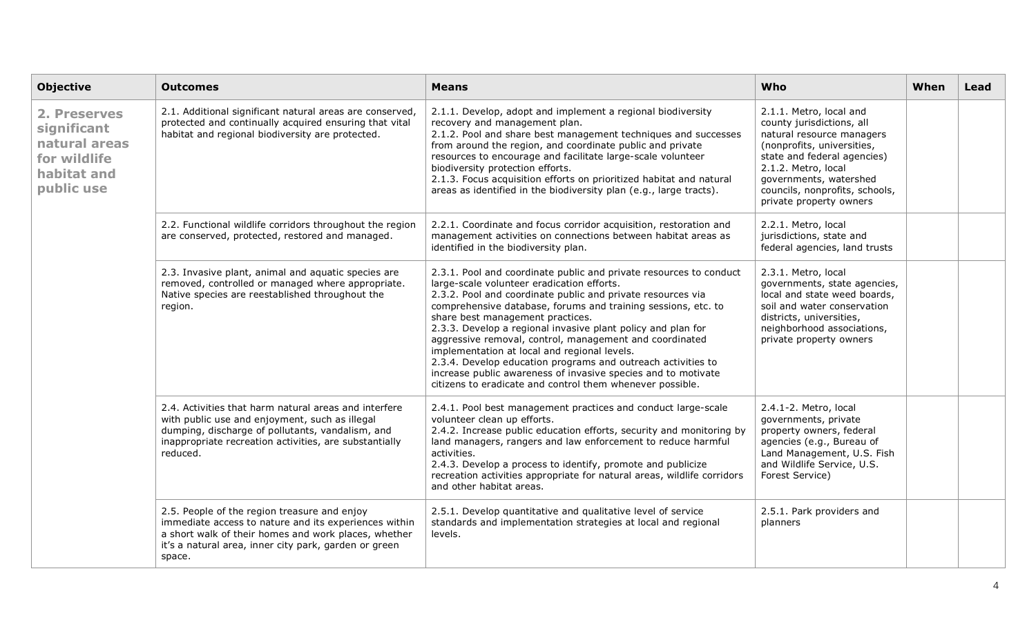| Objective | Outcomes | Means | Who | When | Lead |
|---|---|---|---|---|---|
| **2. Preserves significant natural areas for wildlife habitat and public use** | 2.1. Additional significant natural areas are conserved, protected and continually acquired ensuring that vital habitat and regional biodiversity are protected. | 2.1.1. Develop, adopt and implement a regional biodiversity recovery and management plan.<br>2.1.2. Pool and share best management techniques and successes from around the region, and coordinate public and private resources to encourage and facilitate large-scale volunteer biodiversity protection efforts.<br>2.1.3. Focus acquisition efforts on prioritized habitat and natural areas as identified in the biodiversity plan (e.g., large tracts). | 2.1.1. Metro, local and county jurisdictions, all natural resource managers (nonprofits, universities, state and federal agencies)<br>2.1.2. Metro, local governments, watershed councils, nonprofits, schools, private property owners | | |
| | 2.2. Functional wildlife corridors throughout the region are conserved, protected, restored and managed. | 2.2.1. Coordinate and focus corridor acquisition, restoration and management activities on connections between habitat areas as identified in the biodiversity plan. | 2.2.1. Metro, local jurisdictions, state and federal agencies, land trusts | | |
| | 2.3. Invasive plant, animal and aquatic species are removed, controlled or managed where appropriate. Native species are reestablished throughout the region. | 2.3.1. Pool and coordinate public and private resources to conduct large-scale volunteer eradication efforts.<br>2.3.2. Pool and coordinate public and private resources via comprehensive database, forums and training sessions, etc. to share best management practices.<br>2.3.3. Develop a regional invasive plant policy and plan for aggressive removal, control, management and coordinated implementation at local and regional levels.<br>2.3.4. Develop education programs and outreach activities to increase public awareness of invasive species and to motivate citizens to eradicate and control them whenever possible. | 2.3.1. Metro, local governments, state agencies, local and state weed boards, soil and water conservation districts, universities, neighborhood associations, private property owners | | |
| | 2.4. Activities that harm natural areas and interfere with public use and enjoyment, such as illegal dumping, discharge of pollutants, vandalism, and inappropriate recreation activities, are substantially reduced. | 2.4.1. Pool best management practices and conduct large-scale volunteer clean up efforts.<br>2.4.2. Increase public education efforts, security and monitoring by land managers, rangers and law enforcement to reduce harmful activities.<br>2.4.3. Develop a process to identify, promote and publicize recreation activities appropriate for natural areas, wildlife corridors and other habitat areas. | 2.4.1-2. Metro, local governments, private property owners, federal agencies (e.g., Bureau of Land Management, U.S. Fish and Wildlife Service, U.S. Forest Service) | | |
| | 2.5. People of the region treasure and enjoy immediate access to nature and its experiences within a short walk of their homes and work places, whether it's a natural area, inner city park, garden or green space. | 2.5.1. Develop quantitative and qualitative level of service standards and implementation strategies at local and regional levels. | 2.5.1. Park providers and planners | | |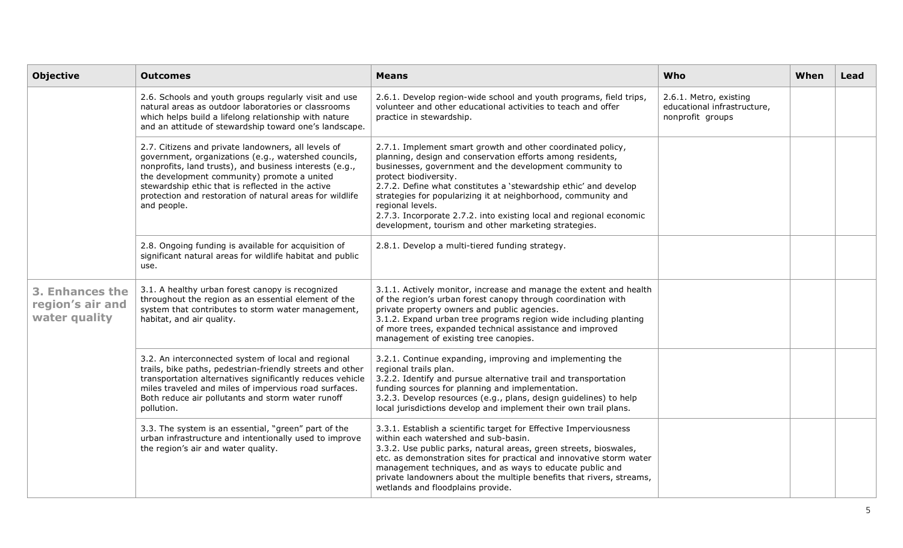| Objective | Outcomes | Means | Who | When | Lead |
|---|---|---|---|---|---|
| | 2.6. Schools and youth groups regularly visit and use natural areas as outdoor laboratories or classrooms which helps build a lifelong relationship with nature and an attitude of stewardship toward one's landscape. | 2.6.1. Develop region-wide school and youth programs, field trips, volunteer and other educational activities to teach and offer practice in stewardship. | 2.6.1. Metro, existing educational infrastructure, nonprofit groups | | |
| | 2.7. Citizens and private landowners, all levels of government, organizations (e.g., watershed councils, nonprofits, land trusts), and business interests (e.g., the development community) promote a united stewardship ethic that is reflected in the active protection and restoration of natural areas for wildlife and people. | 2.7.1. Implement smart growth and other coordinated policy, planning, design and conservation efforts among residents, businesses, government and the development community to protect biodiversity.<br>2.7.2. Define what constitutes a 'stewardship ethic' and develop strategies for popularizing it at neighborhood, community and regional levels.<br>2.7.3. Incorporate 2.7.2. into existing local and regional economic development, tourism and other marketing strategies. | | | |
| | 2.8. Ongoing funding is available for acquisition of significant natural areas for wildlife habitat and public use. | 2.8.1. Develop a multi-tiered funding strategy. | | | |
| **3. Enhances the region's air and water quality** | 3.1. A healthy urban forest canopy is recognized throughout the region as an essential element of the system that contributes to storm water management, habitat, and air quality. | 3.1.1. Actively monitor, increase and manage the extent and health of the region's urban forest canopy through coordination with private property owners and public agencies.<br>3.1.2. Expand urban tree programs region wide including planting of more trees, expanded technical assistance and improved management of existing tree canopies. | | | |
| | 3.2. An interconnected system of local and regional trails, bike paths, pedestrian-friendly streets and other transportation alternatives significantly reduces vehicle miles traveled and miles of impervious road surfaces. Both reduce air pollutants and storm water runoff pollution. | 3.2.1. Continue expanding, improving and implementing the regional trails plan.<br>3.2.2. Identify and pursue alternative trail and transportation funding sources for planning and implementation.<br>3.2.3. Develop resources (e.g., plans, design guidelines) to help local jurisdictions develop and implement their own trail plans. | | | |
| | 3.3. The system is an essential, "green" part of the urban infrastructure and intentionally used to improve the region's air and water quality. | 3.3.1. Establish a scientific target for Effective Imperviousness within each watershed and sub-basin.<br>3.3.2. Use public parks, natural areas, green streets, bioswales, etc. as demonstration sites for practical and innovative storm water management techniques, and as ways to educate public and private landowners about the multiple benefits that rivers, streams, wetlands and floodplains provide. | | | |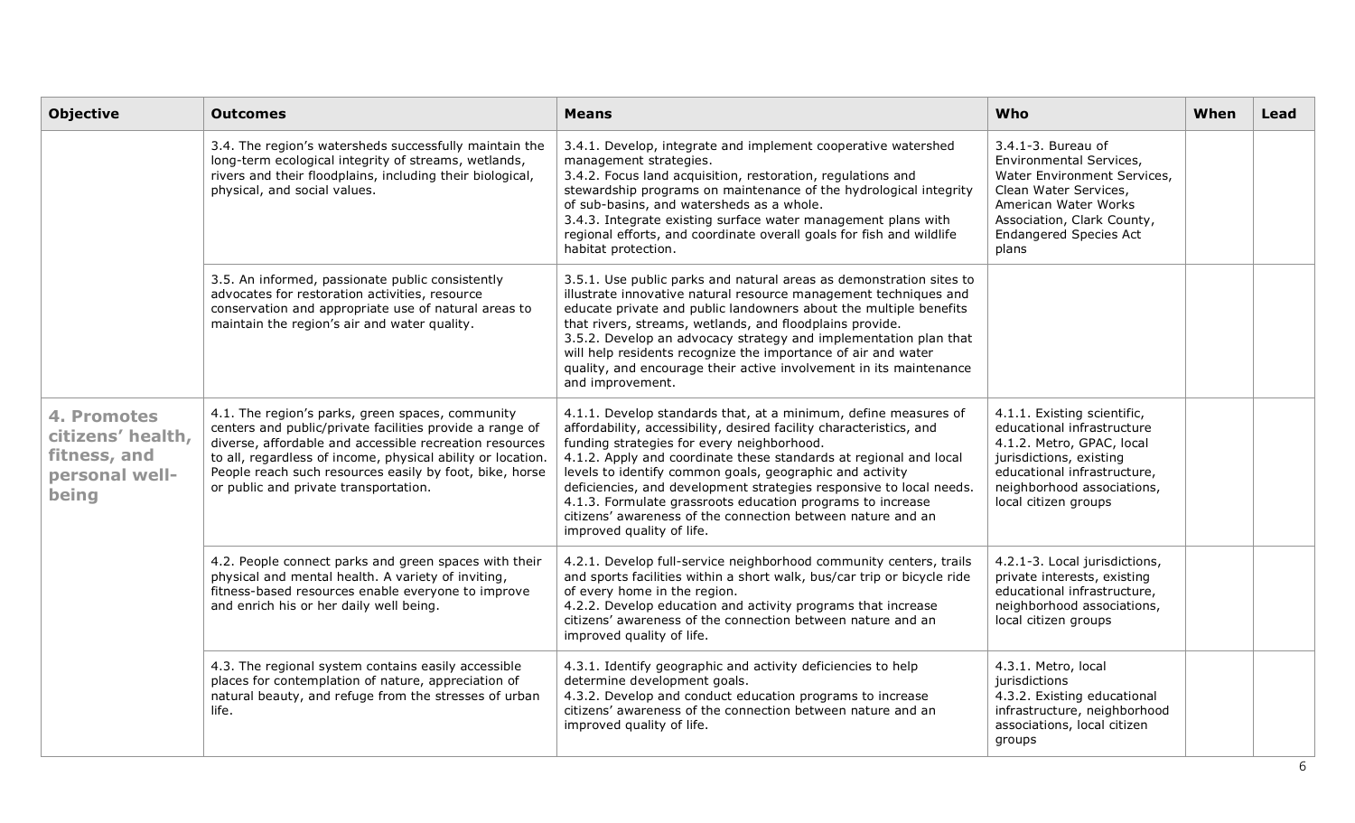| Objective | Outcomes | Means | Who | When | Lead |
|---|---|---|---|---|---|
| | 3.4. The region's watersheds successfully maintain the long-term ecological integrity of streams, wetlands, rivers and their floodplains, including their biological, physical, and social values. | 3.4.1. Develop, integrate and implement cooperative watershed management strategies.<br>3.4.2. Focus land acquisition, restoration, regulations and stewardship programs on maintenance of the hydrological integrity of sub-basins, and watersheds as a whole.<br>3.4.3. Integrate existing surface water management plans with regional efforts, and coordinate overall goals for fish and wildlife habitat protection. | 3.4.1-3. Bureau of Environmental Services, Water Environment Services, Clean Water Services, American Water Works Association, Clark County, Endangered Species Act plans | | |
| | 3.5. An informed, passionate public consistently advocates for restoration activities, resource conservation and appropriate use of natural areas to maintain the region's air and water quality. | 3.5.1. Use public parks and natural areas as demonstration sites to illustrate innovative natural resource management techniques and educate private and public landowners about the multiple benefits that rivers, streams, wetlands, and floodplains provide.<br>3.5.2. Develop an advocacy strategy and implementation plan that will help residents recognize the importance of air and water quality, and encourage their active involvement in its maintenance and improvement. | | | |
| **4. Promotes citizens' health, fitness, and personal well-being** | 4.1. The region's parks, green spaces, community centers and public/private facilities provide a range of diverse, affordable and accessible recreation resources to all, regardless of income, physical ability or location. People reach such resources easily by foot, bike, horse or public and private transportation. | 4.1.1. Develop standards that, at a minimum, define measures of affordability, accessibility, desired facility characteristics, and funding strategies for every neighborhood.<br>4.1.2. Apply and coordinate these standards at regional and local levels to identify common goals, geographic and activity deficiencies, and development strategies responsive to local needs.<br>4.1.3. Formulate grassroots education programs to increase citizens' awareness of the connection between nature and an improved quality of life. | 4.1.1. Existing scientific, educational infrastructure<br>4.1.2. Metro, GPAC, local jurisdictions, existing educational infrastructure, neighborhood associations, local citizen groups | | |
| | 4.2. People connect parks and green spaces with their physical and mental health. A variety of inviting, fitness-based resources enable everyone to improve and enrich his or her daily well being. | 4.2.1. Develop full-service neighborhood community centers, trails and sports facilities within a short walk, bus/car trip or bicycle ride of every home in the region.<br>4.2.2. Develop education and activity programs that increase citizens' awareness of the connection between nature and an improved quality of life. | 4.2.1-3. Local jurisdictions, private interests, existing educational infrastructure, neighborhood associations, local citizen groups | | |
| | 4.3. The regional system contains easily accessible places for contemplation of nature, appreciation of natural beauty, and refuge from the stresses of urban life. | 4.3.1. Identify geographic and activity deficiencies to help determine development goals.<br>4.3.2. Develop and conduct education programs to increase citizens' awareness of the connection between nature and an improved quality of life. | 4.3.1. Metro, local jurisdictions<br>4.3.2. Existing educational infrastructure, neighborhood associations, local citizen groups | | |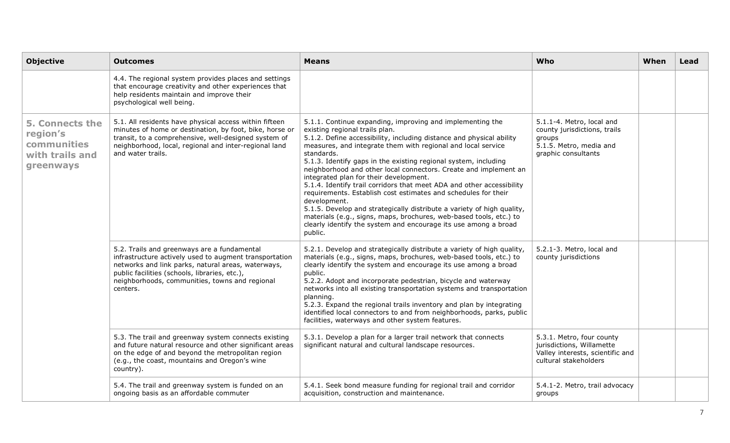| Objective | Outcomes | Means | Who | When | Lead |
|---|---|---|---|---|---|
| | 4.4. The regional system provides places and settings that encourage creativity and other experiences that help residents maintain and improve their psychological well being. | | | | |
| **5. Connects the region's communities with trails and greenways** | 5.1. All residents have physical access within fifteen minutes of home or destination, by foot, bike, horse or transit, to a comprehensive, well-designed system of neighborhood, local, regional and inter-regional land and water trails. | 5.1.1. Continue expanding, improving and implementing the existing regional trails plan.<br>5.1.2. Define accessibility, including distance and physical ability measures, and integrate them with regional and local service standards.<br>5.1.3. Identify gaps in the existing regional system, including neighborhood and other local connectors. Create and implement an integrated plan for their development.<br>5.1.4. Identify trail corridors that meet ADA and other accessibility requirements. Establish cost estimates and schedules for their development.<br>5.1.5. Develop and strategically distribute a variety of high quality, materials (e.g., signs, maps, brochures, web-based tools, etc.) to clearly identify the system and encourage its use among a broad public. | 5.1.1-4. Metro, local and county jurisdictions, trails groups<br>5.1.5. Metro, media and graphic consultants | | |
| | 5.2. Trails and greenways are a fundamental infrastructure actively used to augment transportation networks and link parks, natural areas, waterways, public facilities (schools, libraries, etc.), neighborhoods, communities, towns and regional centers. | 5.2.1. Develop and strategically distribute a variety of high quality, materials (e.g., signs, maps, brochures, web-based tools, etc.) to clearly identify the system and encourage its use among a broad public.<br>5.2.2. Adopt and incorporate pedestrian, bicycle and waterway networks into all existing transportation systems and transportation planning.<br>5.2.3. Expand the regional trails inventory and plan by integrating identified local connectors to and from neighborhoods, parks, public facilities, waterways and other system features. | 5.2.1-3. Metro, local and county jurisdictions | | |
| | 5.3. The trail and greenway system connects existing and future natural resource and other significant areas on the edge of and beyond the metropolitan region (e.g., the coast, mountains and Oregon's wine country). | 5.3.1. Develop a plan for a larger trail network that connects significant natural and cultural landscape resources. | 5.3.1. Metro, four county jurisdictions, Willamette Valley interests, scientific and cultural stakeholders | | |
| | 5.4. The trail and greenway system is funded on an ongoing basis as an affordable commuter | 5.4.1. Seek bond measure funding for regional trail and corridor acquisition, construction and maintenance. | 5.4.1-2. Metro, trail advocacy groups | | |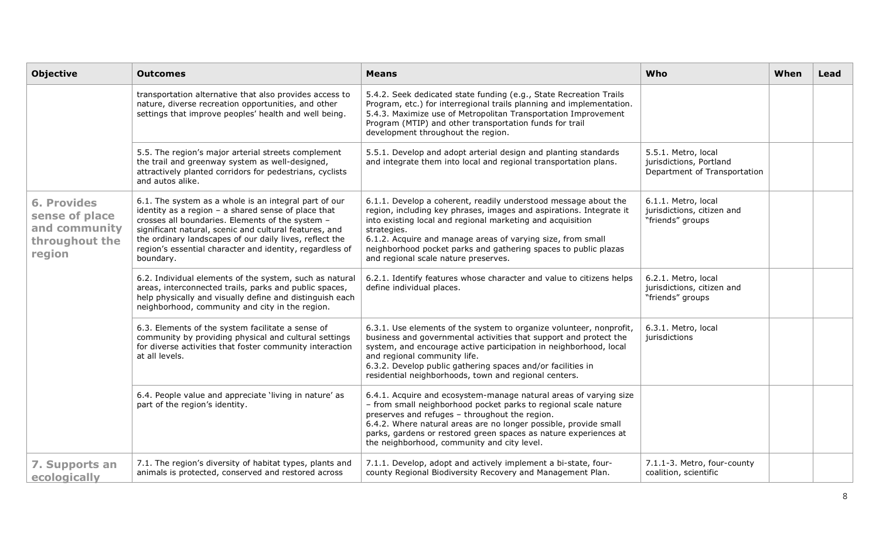| Objective | Outcomes | Means | Who | When | Lead |
|---|---|---|---|---|---|
| | transportation alternative that also provides access to nature, diverse recreation opportunities, and other settings that improve peoples' health and well being. | 5.4.2. Seek dedicated state funding (e.g., State Recreation Trails Program, etc.) for interregional trails planning and implementation.<br>5.4.3. Maximize use of Metropolitan Transportation Improvement Program (MTIP) and other transportation funds for trail development throughout the region. | | | |
| | 5.5. The region's major arterial streets complement the trail and greenway system as well-designed, attractively planted corridors for pedestrians, cyclists and autos alike. | 5.5.1. Develop and adopt arterial design and planting standards and integrate them into local and regional transportation plans. | 5.5.1. Metro, local jurisdictions, Portland Department of Transportation | | |
| **6. Provides sense of place and community throughout the region** | 6.1. The system as a whole is an integral part of our identity as a region – a shared sense of place that crosses all boundaries. Elements of the system – significant natural, scenic and cultural features, and the ordinary landscapes of our daily lives, reflect the region's essential character and identity, regardless of boundary. | 6.1.1. Develop a coherent, readily understood message about the region, including key phrases, images and aspirations. Integrate it into existing local and regional marketing and acquisition strategies.<br>6.1.2. Acquire and manage areas of varying size, from small neighborhood pocket parks and gathering spaces to public plazas and regional scale nature preserves. | 6.1.1. Metro, local jurisdictions, citizen and "friends" groups | | |
| | 6.2. Individual elements of the system, such as natural areas, interconnected trails, parks and public spaces, help physically and visually define and distinguish each neighborhood, community and city in the region. | 6.2.1. Identify features whose character and value to citizens helps define individual places. | 6.2.1. Metro, local jurisdictions, citizen and "friends" groups | | |
| | 6.3. Elements of the system facilitate a sense of community by providing physical and cultural settings for diverse activities that foster community interaction at all levels. | 6.3.1. Use elements of the system to organize volunteer, nonprofit, business and governmental activities that support and protect the system, and encourage active participation in neighborhood, local and regional community life.<br>6.3.2. Develop public gathering spaces and/or facilities in residential neighborhoods, town and regional centers. | 6.3.1. Metro, local jurisdictions | | |
| | 6.4. People value and appreciate 'living in nature' as part of the region's identity. | 6.4.1. Acquire and ecosystem-manage natural areas of varying size – from small neighborhood pocket parks to regional scale nature preserves and refuges – throughout the region.<br>6.4.2. Where natural areas are no longer possible, provide small parks, gardens or restored green spaces as nature experiences at the neighborhood, community and city level. | | | |
| **7. Supports an ecologically** | 7.1. The region's diversity of habitat types, plants and animals is protected, conserved and restored across | 7.1.1. Develop, adopt and actively implement a bi-state, four-county Regional Biodiversity Recovery and Management Plan. | 7.1.1-3. Metro, four-county coalition, scientific | | |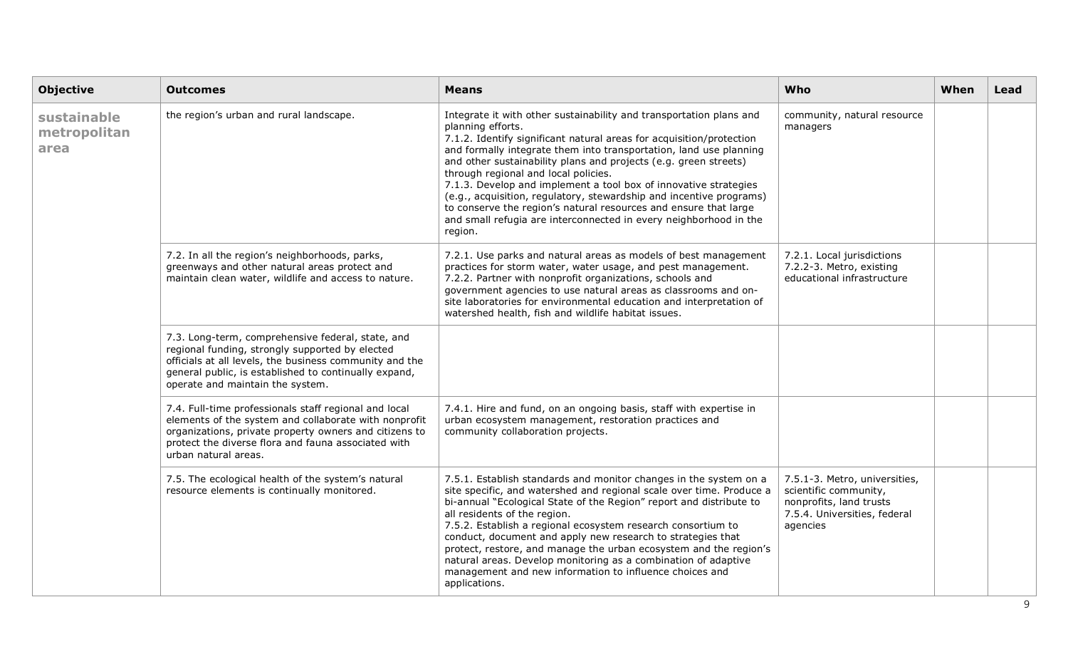| Objective | Outcomes | Means | Who | When | Lead |
|---|---|---|---|---|---|
| **sustainable metropolitan area** | the region's urban and rural landscape. | Integrate it with other sustainability and transportation plans and planning efforts.<br>7.1.2. Identify significant natural areas for acquisition/protection and formally integrate them into transportation, land use planning and other sustainability plans and projects (e.g. green streets) through regional and local policies.<br>7.1.3. Develop and implement a tool box of innovative strategies (e.g., acquisition, regulatory, stewardship and incentive programs) to conserve the region's natural resources and ensure that large and small refugia are interconnected in every neighborhood in the region. | community, natural resource managers | | |
| | 7.2. In all the region's neighborhoods, parks, greenways and other natural areas protect and maintain clean water, wildlife and access to nature. | 7.2.1. Use parks and natural areas as models of best management practices for storm water, water usage, and pest management.<br>7.2.2. Partner with nonprofit organizations, schools and government agencies to use natural areas as classrooms and on-site laboratories for environmental education and interpretation of watershed health, fish and wildlife habitat issues. | 7.2.1. Local jurisdictions<br>7.2.2-3. Metro, existing educational infrastructure | | |
| | 7.3. Long-term, comprehensive federal, state, and regional funding, strongly supported by elected officials at all levels, the business community and the general public, is established to continually expand, operate and maintain the system. | | | | |
| | 7.4. Full-time professionals staff regional and local elements of the system and collaborate with nonprofit organizations, private property owners and citizens to protect the diverse flora and fauna associated with urban natural areas. | 7.4.1. Hire and fund, on an ongoing basis, staff with expertise in urban ecosystem management, restoration practices and community collaboration projects. | | | |
| | 7.5. The ecological health of the system's natural resource elements is continually monitored. | 7.5.1. Establish standards and monitor changes in the system on a site specific, and watershed and regional scale over time. Produce a bi-annual "Ecological State of the Region" report and distribute to all residents of the region.<br>7.5.2. Establish a regional ecosystem research consortium to conduct, document and apply new research to strategies that protect, restore, and manage the urban ecosystem and the region's natural areas. Develop monitoring as a combination of adaptive management and new information to influence choices and applications. | 7.5.1-3. Metro, universities, scientific community, nonprofits, land trusts<br>7.5.4. Universities, federal agencies | | |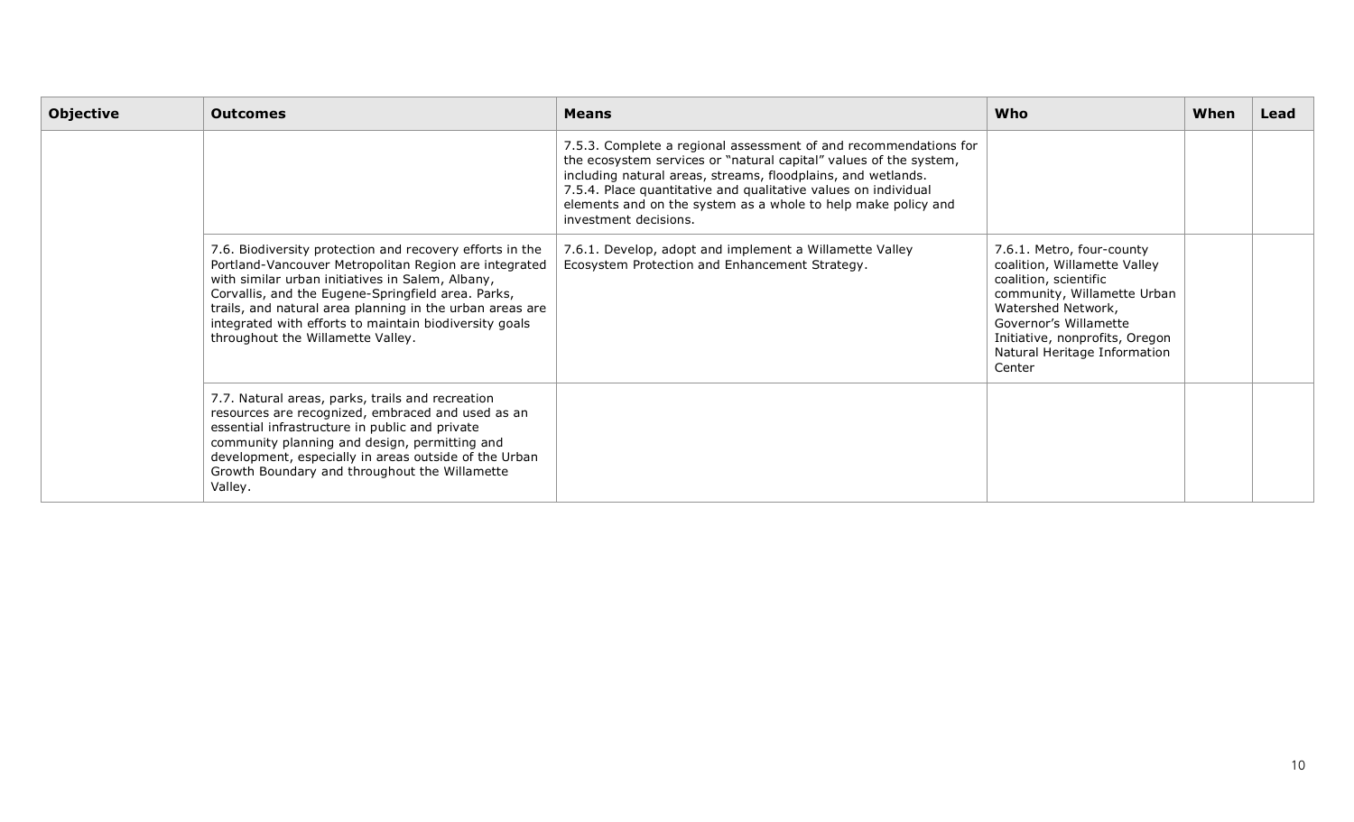| Objective | Outcomes | Means | Who | When | Lead |
|---|---|---|---|---|---|
| | | 7.5.3. Complete a regional assessment of and recommendations for the ecosystem services or "natural capital" values of the system, including natural areas, streams, floodplains, and wetlands.<br>7.5.4. Place quantitative and qualitative values on individual elements and on the system as a whole to help make policy and investment decisions. | | | |
| | 7.6. Biodiversity protection and recovery efforts in the Portland-Vancouver Metropolitan Region are integrated with similar urban initiatives in Salem, Albany, Corvallis, and the Eugene-Springfield area. Parks, trails, and natural area planning in the urban areas are integrated with efforts to maintain biodiversity goals throughout the Willamette Valley. | 7.6.1. Develop, adopt and implement a Willamette Valley Ecosystem Protection and Enhancement Strategy. | 7.6.1. Metro, four-county coalition, Willamette Valley coalition, scientific community, Willamette Urban Watershed Network, Governor's Willamette Initiative, nonprofits, Oregon Natural Heritage Information Center | | |
| | 7.7. Natural areas, parks, trails and recreation resources are recognized, embraced and used as an essential infrastructure in public and private community planning and design, permitting and development, especially in areas outside of the Urban Growth Boundary and throughout the Willamette Valley. | | | | |